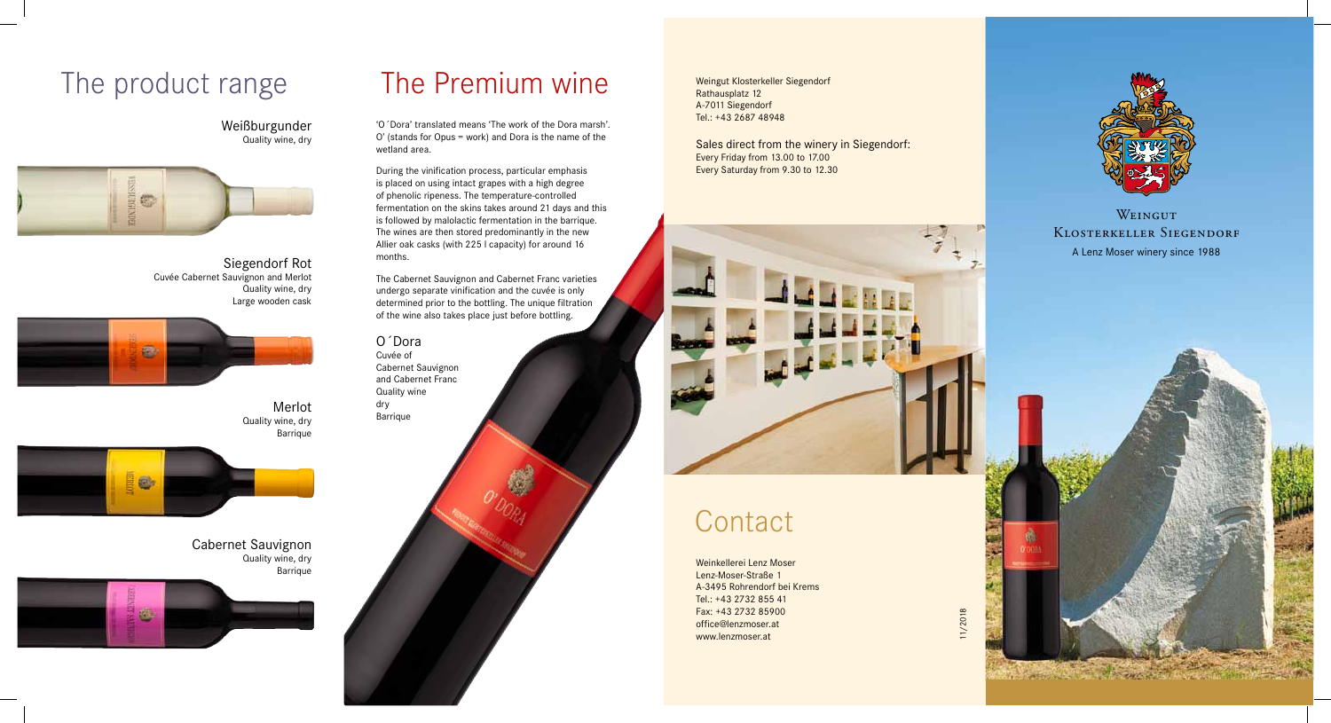# The product range

**Weißburgunder**
Quality wine, dry

**Siegendorf Rot**
Cuvée Cabernet Sauvignon and Merlot
Quality wine, dry
Large wooden cask

**Merlot**
Quality wine, dry
Barrique

**Cabernet Sauvignon**
Quality wine, dry
Barrique

# The Premium wine

'O´Dora' translated means 'The work of the Dora marsh'. O' (stands for Opus = work) and Dora is the name of the wetland area.

During the vinification process, particular emphasis is placed on using intact grapes with a high degree of phenolic ripeness. The temperature-controlled fermentation on the skins takes around 21 days and this is followed by malolactic fermentation in the barrique. The wines are then stored predominantly in the new Allier oak casks (with 225 l capacity) for around 16 months.

The Cabernet Sauvignon and Cabernet Franc varieties undergo separate vinification and the cuvée is only determined prior to the bottling. The unique filtration of the wine also takes place just before bottling.

**O´Dora**
Cuvée of
Cabernet Sauvignon
and Cabernet Franc
Quality wine
dry
Barrique

Weingut Klosterkeller Siegendorf
Rathausplatz 12
A-7011 Siegendorf
Tel.: +43 2687 48948

Sales direct from the winery in Siegendorf:
Every Friday from 13.00 to 17.00
Every Saturday from 9.30 to 12.30

# Contact

Weinkellerei Lenz Moser
Lenz-Moser-Straße 1
A-3495 Rohrendorf bei Krems
Tel.: +43 2732 855 41
Fax: +43 2732 85900
office@lenzmoser.at
www.lenzmoser.at

11/2018

## Weingut Klosterkeller Siegendorf

A Lenz Moser winery since 1988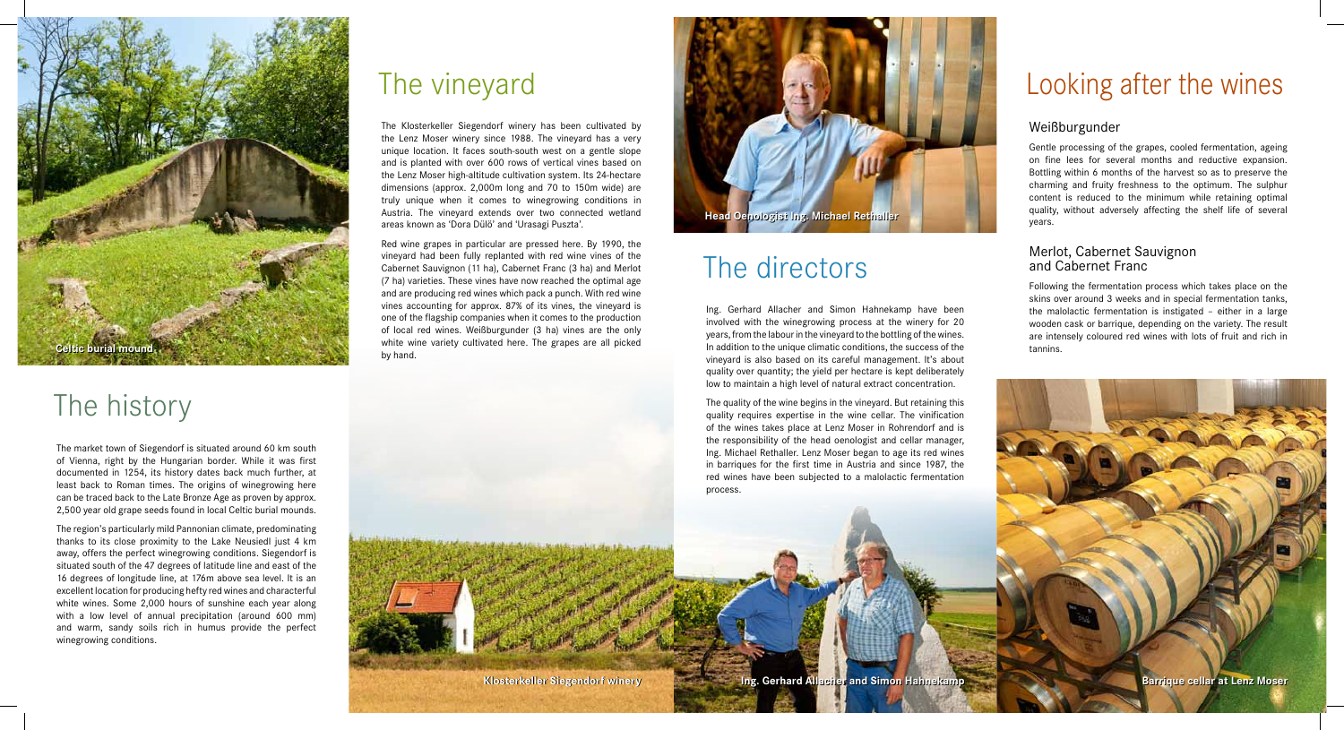# The history

The market town of Siegendorf is situated around 60 km south of Vienna, right by the Hungarian border. While it was first documented in 1254, its history dates back much further, at least back to Roman times. The origins of winegrowing here can be traced back to the Late Bronze Age as proven by approx. 2,500 year old grape seeds found in local Celtic burial mounds.

The region's particularly mild Pannonian climate, predominating thanks to its close proximity to the Lake Neusiedl just 4 km away, offers the perfect winegrowing conditions. Siegendorf is situated south of the 47 degrees of latitude line and east of the 16 degrees of longitude line, at 176m above sea level. It is an excellent location for producing hefty red wines and characterful white wines. Some 2,000 hours of sunshine each year along with a low level of annual precipitation (around 600 mm) and warm, sandy soils rich in humus provide the perfect winegrowing conditions.

Celtic burial mound

# The vineyard

The Klosterkeller Siegendorf winery has been cultivated by the Lenz Moser winery since 1988. The vineyard has a very unique location. It faces south-south west on a gentle slope and is planted with over 600 rows of vertical vines based on the Lenz Moser high-altitude cultivation system. Its 24-hectare dimensions (approx. 2,000m long and 70 to 150m wide) are truly unique when it comes to winegrowing conditions in Austria. The vineyard extends over two connected wetland areas known as 'Dora Dülö' and 'Urasagi Puszta'.

Red wine grapes in particular are pressed here. By 1990, the vineyard had been fully replanted with red wine vines of the Cabernet Sauvignon (11 ha), Cabernet Franc (3 ha) and Merlot (7 ha) varieties. These vines have now reached the optimal age and are producing red wines which pack a punch. With red wine vines accounting for approx. 87% of its vines, the vineyard is one of the flagship companies when it comes to the production of local red wines. Weißburgunder (3 ha) vines are the only white wine variety cultivated here. The grapes are all picked by hand.

Klosterkeller Siegendorf winery

Head Oenologist Ing. Michael Rethaller

# The directors

Ing. Gerhard Allacher and Simon Hahnekamp have been involved with the winegrowing process at the winery for 20 years, from the labour in the vineyard to the bottling of the wines. In addition to the unique climatic conditions, the success of the vineyard is also based on its careful management. It's about quality over quantity; the yield per hectare is kept deliberately low to maintain a high level of natural extract concentration.

The quality of the wine begins in the vineyard. But retaining this quality requires expertise in the wine cellar. The vinification of the wines takes place at Lenz Moser in Rohrendorf and is the responsibility of the head oenologist and cellar manager, Ing. Michael Rethaller. Lenz Moser began to age its red wines in barriques for the first time in Austria and since 1987, the red wines have been subjected to a malolactic fermentation process.

Ing. Gerhard Allacher and Simon Hahnekamp

# Looking after the wines

## Weißburgunder

Gentle processing of the grapes, cooled fermentation, ageing on fine lees for several months and reductive expansion. Bottling within 6 months of the harvest so as to preserve the charming and fruity freshness to the optimum. The sulphur content is reduced to the minimum while retaining optimal quality, without adversely affecting the shelf life of several years.

## Merlot, Cabernet Sauvignon and Cabernet Franc

Following the fermentation process which takes place on the skins over around 3 weeks and in special fermentation tanks, the malolactic fermentation is instigated – either in a large wooden cask or barrique, depending on the variety. The result are intensely coloured red wines with lots of fruit and rich in tannins.

Barrique cellar at Lenz Moser